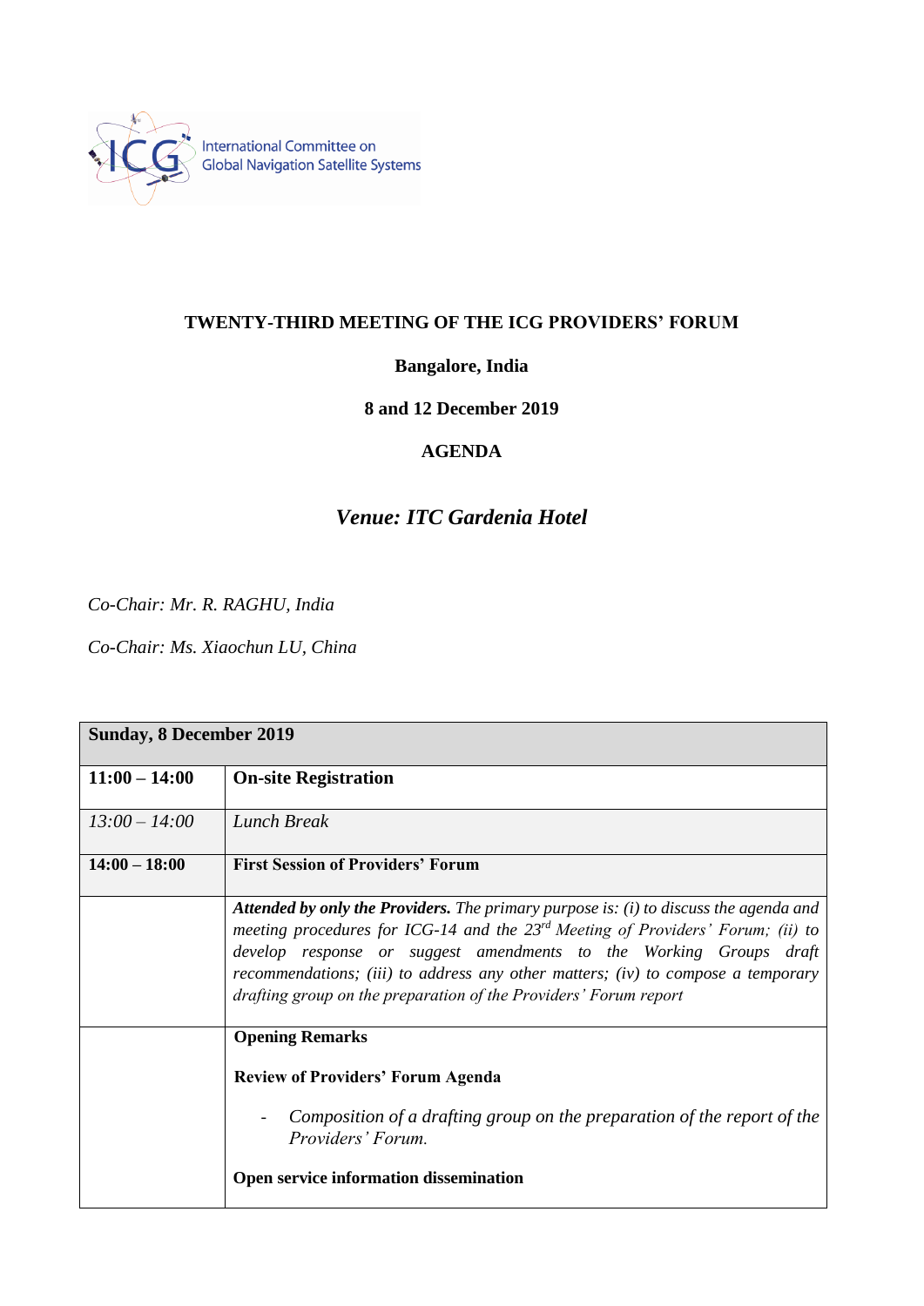International Committee on Global Navigation Satellite Systems

**TWENTY-THIRD MEETING OF THE ICG PROVIDERS' FORUM**

**Bangalore, India**

**8 and 12 December 2019**

**AGENDA**

***Venue: ITC Gardenia Hotel***

*Co-Chair: Mr. R. RAGHU, India*

*Co-Chair: Ms. Xiaochun LU, China*

| **Sunday, 8 December 2019** | |
|---|---|
| **11:00 – 14:00** | **On-site Registration** |
| *13:00 – 14:00* | *Lunch Break* |
| **14:00 – 18:00** | **First Session of Providers' Forum** |
| | ***Attended by only the Providers.*** *The primary purpose is: (i) to discuss the agenda and meeting procedures for ICG-14 and the 23rd Meeting of Providers' Forum; (ii) to develop response or suggest amendments to the Working Groups draft recommendations; (iii) to address any other matters; (iv) to compose a temporary drafting group on the preparation of the Providers' Forum report* |
| | **Opening Remarks**<br><br>**Review of Providers' Forum Agenda**<br><br>- *Composition of a drafting group on the preparation of the report of the Providers' Forum.*<br><br>**Open service information dissemination** |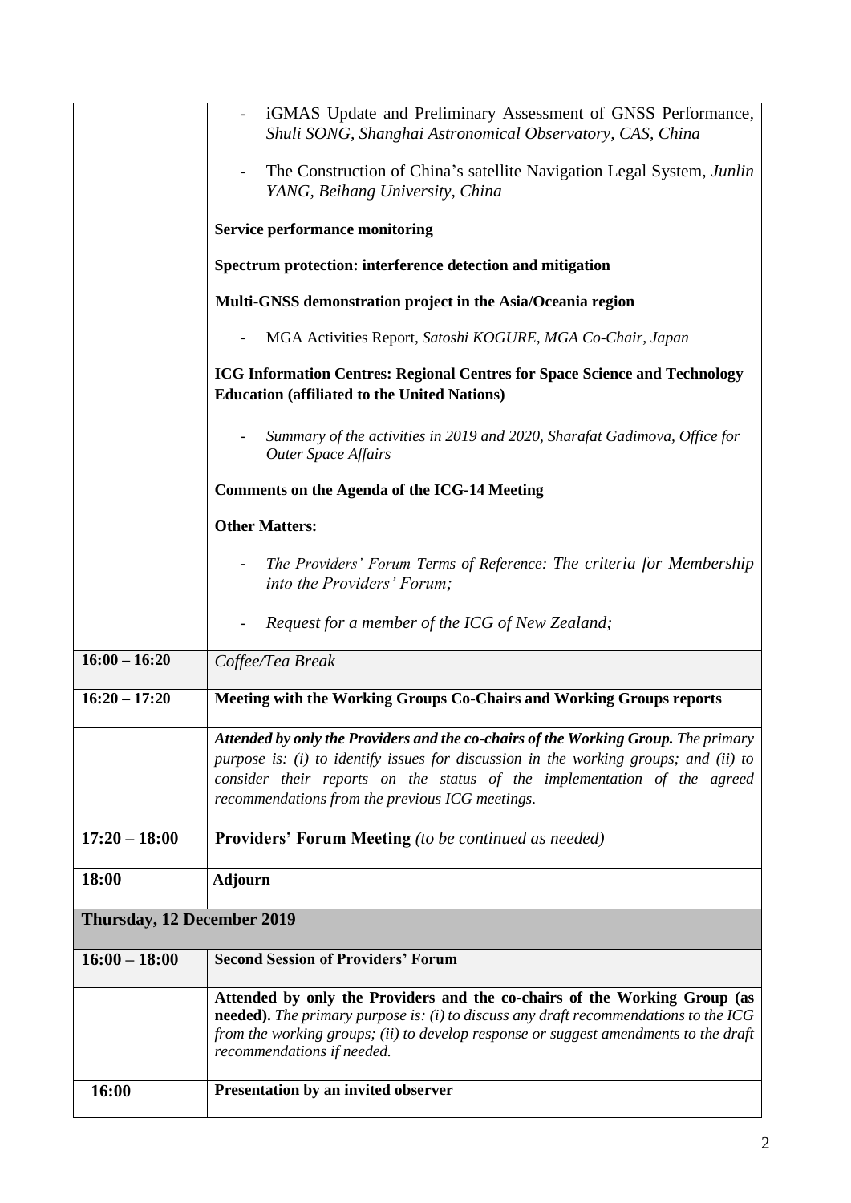| | |
|---|---|
| | - iGMAS Update and Preliminary Assessment of GNSS Performance, *Shuli SONG, Shanghai Astronomical Observatory, CAS, China*<br><br>- The Construction of China's satellite Navigation Legal System, *Junlin YANG, Beihang University, China*<br><br>**Service performance monitoring**<br><br>**Spectrum protection: interference detection and mitigation**<br><br>**Multi-GNSS demonstration project in the Asia/Oceania region**<br><br>- MGA Activities Report, *Satoshi KOGURE, MGA Co-Chair, Japan*<br><br>**ICG Information Centres: Regional Centres for Space Science and Technology Education (affiliated to the United Nations)**<br><br>- *Summary of the activities in 2019 and 2020, Sharafat Gadimova, Office for Outer Space Affairs*<br><br>**Comments on the Agenda of the ICG-14 Meeting**<br><br>**Other Matters:**<br><br>- *The Providers' Forum Terms of Reference: The criteria for Membership into the Providers' Forum;*<br><br>- *Request for a member of the ICG of New Zealand;* |
| **16:00 – 16:20** | *Coffee/Tea Break* |
| **16:20 – 17:20** | **Meeting with the Working Groups Co-Chairs and Working Groups reports** |
| | ***Attended by only the Providers and the co-chairs of the Working Group.*** *The primary purpose is: (i) to identify issues for discussion in the working groups; and (ii) to consider their reports on the status of the implementation of the agreed recommendations from the previous ICG meetings.* |
| **17:20 – 18:00** | **Providers' Forum Meeting** *(to be continued as needed)* |
| **18:00** | **Adjourn** |
| **Thursday, 12 December 2019** | |
| **16:00 – 18:00** | **Second Session of Providers' Forum** |
| | **Attended by only the Providers and the co-chairs of the Working Group (as needed).** *The primary purpose is: (i) to discuss any draft recommendations to the ICG from the working groups; (ii) to develop response or suggest amendments to the draft recommendations if needed.* |
| **16:00** | **Presentation by an invited observer** |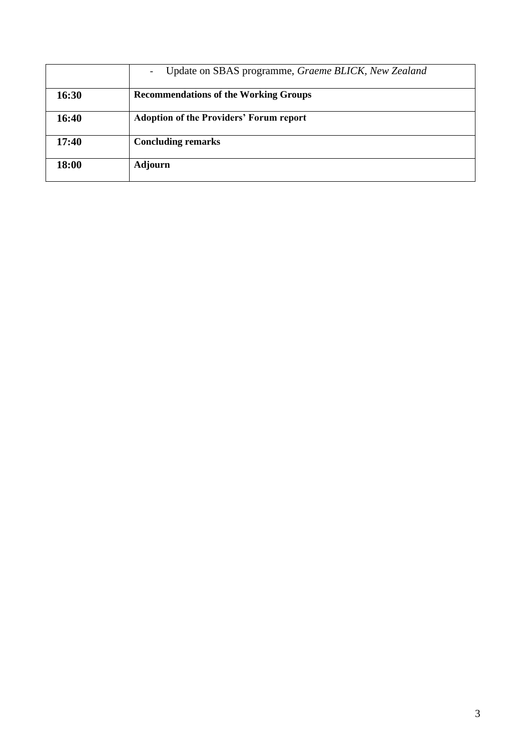| | |
|---|---|
| | - Update on SBAS programme, *Graeme BLICK, New Zealand* |
| **16:30** | **Recommendations of the Working Groups** |
| **16:40** | **Adoption of the Providers' Forum report** |
| **17:40** | **Concluding remarks** |
| **18:00** | **Adjourn** |